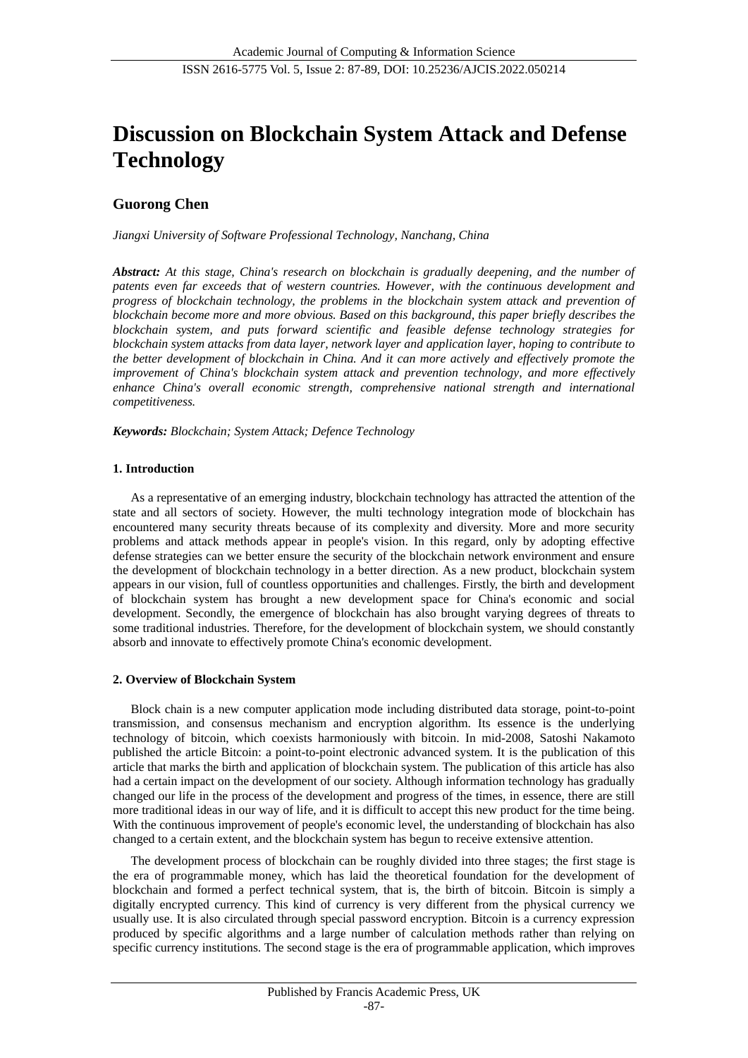# Discussion on Blockchain System Attack and Defense Technology

## Guorong Chen

*Jiangxi University of Software Professional Technology, Nanchang, China*

***Abstract:*** *At this stage, China's research on blockchain is gradually deepening, and the number of patents even far exceeds that of western countries. However, with the continuous development and progress of blockchain technology, the problems in the blockchain system attack and prevention of blockchain become more and more obvious. Based on this background, this paper briefly describes the blockchain system, and puts forward scientific and feasible defense technology strategies for blockchain system attacks from data layer, network layer and application layer, hoping to contribute to the better development of blockchain in China. And it can more actively and effectively promote the improvement of China's blockchain system attack and prevention technology, and more effectively enhance China's overall economic strength, comprehensive national strength and international competitiveness.*

***Keywords:*** *Blockchain; System Attack; Defence Technology*

### 1. Introduction

As a representative of an emerging industry, blockchain technology has attracted the attention of the state and all sectors of society. However, the multi technology integration mode of blockchain has encountered many security threats because of its complexity and diversity. More and more security problems and attack methods appear in people's vision. In this regard, only by adopting effective defense strategies can we better ensure the security of the blockchain network environment and ensure the development of blockchain technology in a better direction. As a new product, blockchain system appears in our vision, full of countless opportunities and challenges. Firstly, the birth and development of blockchain system has brought a new development space for China's economic and social development. Secondly, the emergence of blockchain has also brought varying degrees of threats to some traditional industries. Therefore, for the development of blockchain system, we should constantly absorb and innovate to effectively promote China's economic development.

### 2. Overview of Blockchain System

Block chain is a new computer application mode including distributed data storage, point-to-point transmission, and consensus mechanism and encryption algorithm. Its essence is the underlying technology of bitcoin, which coexists harmoniously with bitcoin. In mid-2008, Satoshi Nakamoto published the article Bitcoin: a point-to-point electronic advanced system. It is the publication of this article that marks the birth and application of blockchain system. The publication of this article has also had a certain impact on the development of our society. Although information technology has gradually changed our life in the process of the development and progress of the times, in essence, there are still more traditional ideas in our way of life, and it is difficult to accept this new product for the time being. With the continuous improvement of people's economic level, the understanding of blockchain has also changed to a certain extent, and the blockchain system has begun to receive extensive attention.

The development process of blockchain can be roughly divided into three stages; the first stage is the era of programmable money, which has laid the theoretical foundation for the development of blockchain and formed a perfect technical system, that is, the birth of bitcoin. Bitcoin is simply a digitally encrypted currency. This kind of currency is very different from the physical currency we usually use. It is also circulated through special password encryption. Bitcoin is a currency expression produced by specific algorithms and a large number of calculation methods rather than relying on specific currency institutions. The second stage is the era of programmable application, which improves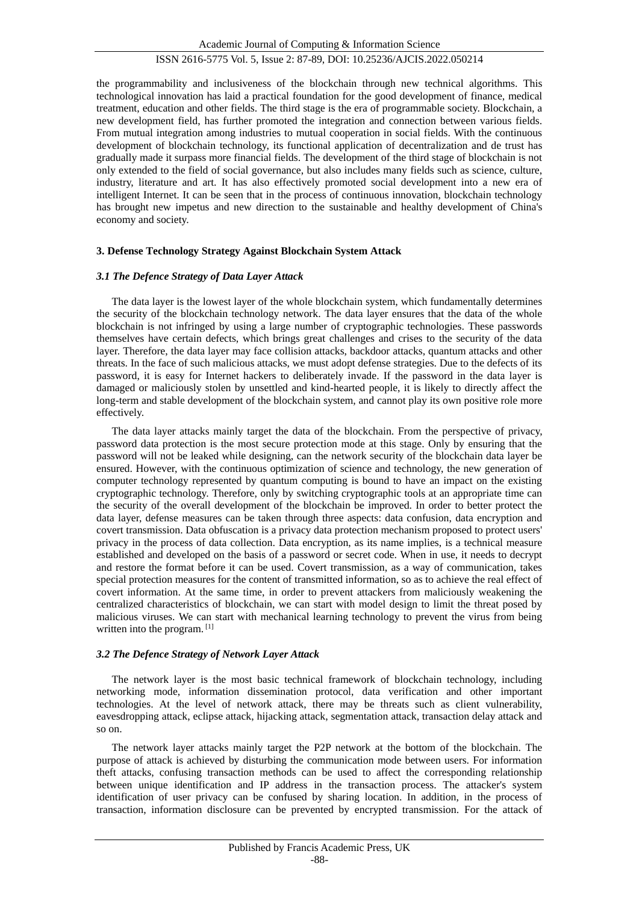the programmability and inclusiveness of the blockchain through new technical algorithms. This technological innovation has laid a practical foundation for the good development of finance, medical treatment, education and other fields. The third stage is the era of programmable society. Blockchain, a new development field, has further promoted the integration and connection between various fields. From mutual integration among industries to mutual cooperation in social fields. With the continuous development of blockchain technology, its functional application of decentralization and de trust has gradually made it surpass more financial fields. The development of the third stage of blockchain is not only extended to the field of social governance, but also includes many fields such as science, culture, industry, literature and art. It has also effectively promoted social development into a new era of intelligent Internet. It can be seen that in the process of continuous innovation, blockchain technology has brought new impetus and new direction to the sustainable and healthy development of China's economy and society.

## 3. Defense Technology Strategy Against Blockchain System Attack

### *3.1 The Defence Strategy of Data Layer Attack*

The data layer is the lowest layer of the whole blockchain system, which fundamentally determines the security of the blockchain technology network. The data layer ensures that the data of the whole blockchain is not infringed by using a large number of cryptographic technologies. These passwords themselves have certain defects, which brings great challenges and crises to the security of the data layer. Therefore, the data layer may face collision attacks, backdoor attacks, quantum attacks and other threats. In the face of such malicious attacks, we must adopt defense strategies. Due to the defects of its password, it is easy for Internet hackers to deliberately invade. If the password in the data layer is damaged or maliciously stolen by unsettled and kind-hearted people, it is likely to directly affect the long-term and stable development of the blockchain system, and cannot play its own positive role more effectively.

The data layer attacks mainly target the data of the blockchain. From the perspective of privacy, password data protection is the most secure protection mode at this stage. Only by ensuring that the password will not be leaked while designing, can the network security of the blockchain data layer be ensured. However, with the continuous optimization of science and technology, the new generation of computer technology represented by quantum computing is bound to have an impact on the existing cryptographic technology. Therefore, only by switching cryptographic tools at an appropriate time can the security of the overall development of the blockchain be improved. In order to better protect the data layer, defense measures can be taken through three aspects: data confusion, data encryption and covert transmission. Data obfuscation is a privacy data protection mechanism proposed to protect users' privacy in the process of data collection. Data encryption, as its name implies, is a technical measure established and developed on the basis of a password or secret code. When in use, it needs to decrypt and restore the format before it can be used. Covert transmission, as a way of communication, takes special protection measures for the content of transmitted information, so as to achieve the real effect of covert information. At the same time, in order to prevent attackers from maliciously weakening the centralized characteristics of blockchain, we can start with model design to limit the threat posed by malicious viruses. We can start with mechanical learning technology to prevent the virus from being written into the program. [1]

### *3.2 The Defence Strategy of Network Layer Attack*

The network layer is the most basic technical framework of blockchain technology, including networking mode, information dissemination protocol, data verification and other important technologies. At the level of network attack, there may be threats such as client vulnerability, eavesdropping attack, eclipse attack, hijacking attack, segmentation attack, transaction delay attack and so on.

The network layer attacks mainly target the P2P network at the bottom of the blockchain. The purpose of attack is achieved by disturbing the communication mode between users. For information theft attacks, confusing transaction methods can be used to affect the corresponding relationship between unique identification and IP address in the transaction process. The attacker's system identification of user privacy can be confused by sharing location. In addition, in the process of transaction, information disclosure can be prevented by encrypted transmission. For the attack of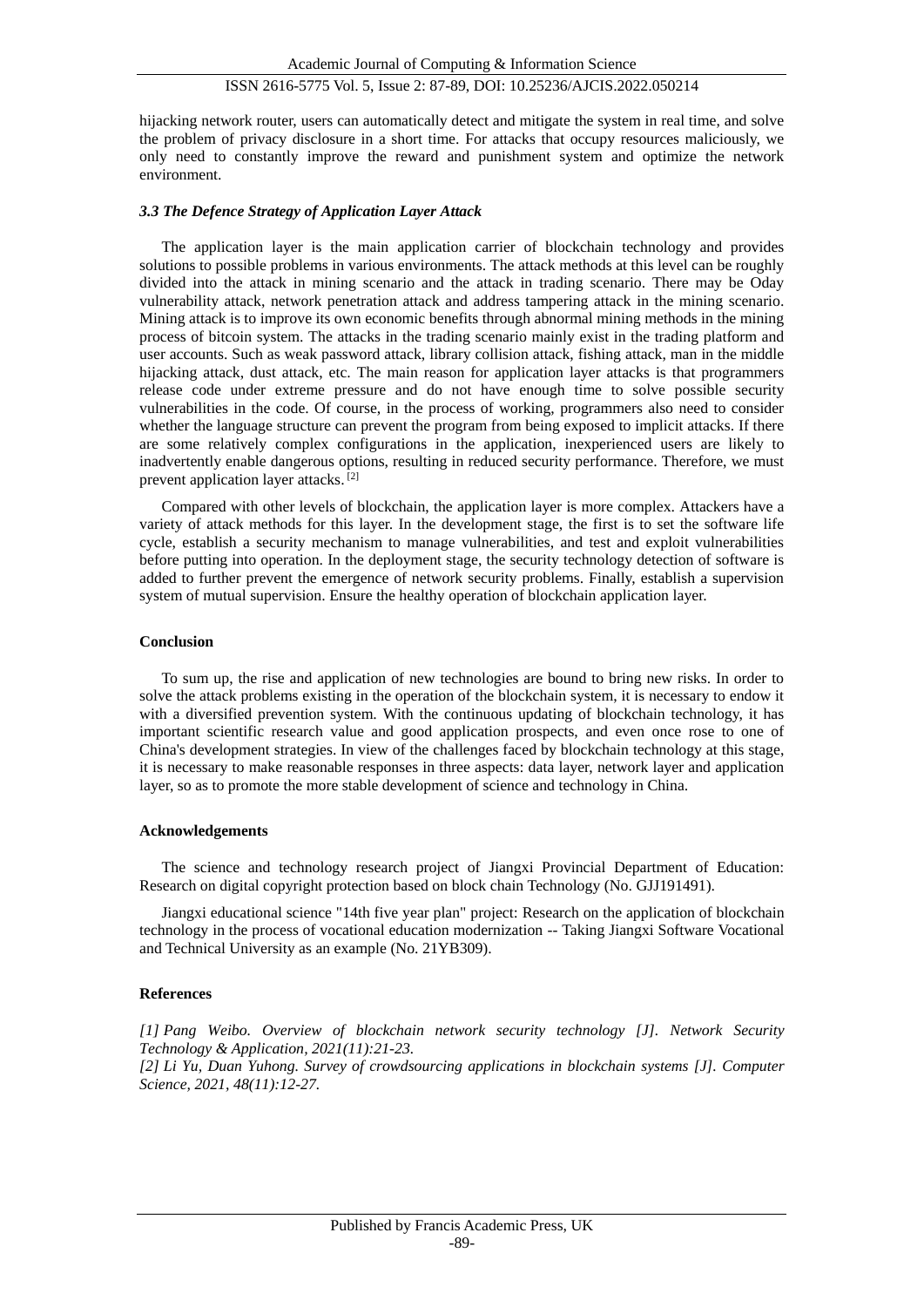hijacking network router, users can automatically detect and mitigate the system in real time, and solve the problem of privacy disclosure in a short time. For attacks that occupy resources maliciously, we only need to constantly improve the reward and punishment system and optimize the network environment.

### *3.3 The Defence Strategy of Application Layer Attack*

The application layer is the main application carrier of blockchain technology and provides solutions to possible problems in various environments. The attack methods at this level can be roughly divided into the attack in mining scenario and the attack in trading scenario. There may be Oday vulnerability attack, network penetration attack and address tampering attack in the mining scenario. Mining attack is to improve its own economic benefits through abnormal mining methods in the mining process of bitcoin system. The attacks in the trading scenario mainly exist in the trading platform and user accounts. Such as weak password attack, library collision attack, fishing attack, man in the middle hijacking attack, dust attack, etc. The main reason for application layer attacks is that programmers release code under extreme pressure and do not have enough time to solve possible security vulnerabilities in the code. Of course, in the process of working, programmers also need to consider whether the language structure can prevent the program from being exposed to implicit attacks. If there are some relatively complex configurations in the application, inexperienced users are likely to inadvertently enable dangerous options, resulting in reduced security performance. Therefore, we must prevent application layer attacks. [2]

Compared with other levels of blockchain, the application layer is more complex. Attackers have a variety of attack methods for this layer. In the development stage, the first is to set the software life cycle, establish a security mechanism to manage vulnerabilities, and test and exploit vulnerabilities before putting into operation. In the deployment stage, the security technology detection of software is added to further prevent the emergence of network security problems. Finally, establish a supervision system of mutual supervision. Ensure the healthy operation of blockchain application layer.

## Conclusion

To sum up, the rise and application of new technologies are bound to bring new risks. In order to solve the attack problems existing in the operation of the blockchain system, it is necessary to endow it with a diversified prevention system. With the continuous updating of blockchain technology, it has important scientific research value and good application prospects, and even once rose to one of China's development strategies. In view of the challenges faced by blockchain technology at this stage, it is necessary to make reasonable responses in three aspects: data layer, network layer and application layer, so as to promote the more stable development of science and technology in China.

## Acknowledgements

The science and technology research project of Jiangxi Provincial Department of Education: Research on digital copyright protection based on block chain Technology (No. GJJ191491).

Jiangxi educational science "14th five year plan" project: Research on the application of blockchain technology in the process of vocational education modernization -- Taking Jiangxi Software Vocational and Technical University as an example (No. 21YB309).

## References

*[1] Pang Weibo. Overview of blockchain network security technology [J]. Network Security Technology & Application, 2021(11):21-23.*

*[2] Li Yu, Duan Yuhong. Survey of crowdsourcing applications in blockchain systems [J]. Computer Science, 2021, 48(11):12-27.*